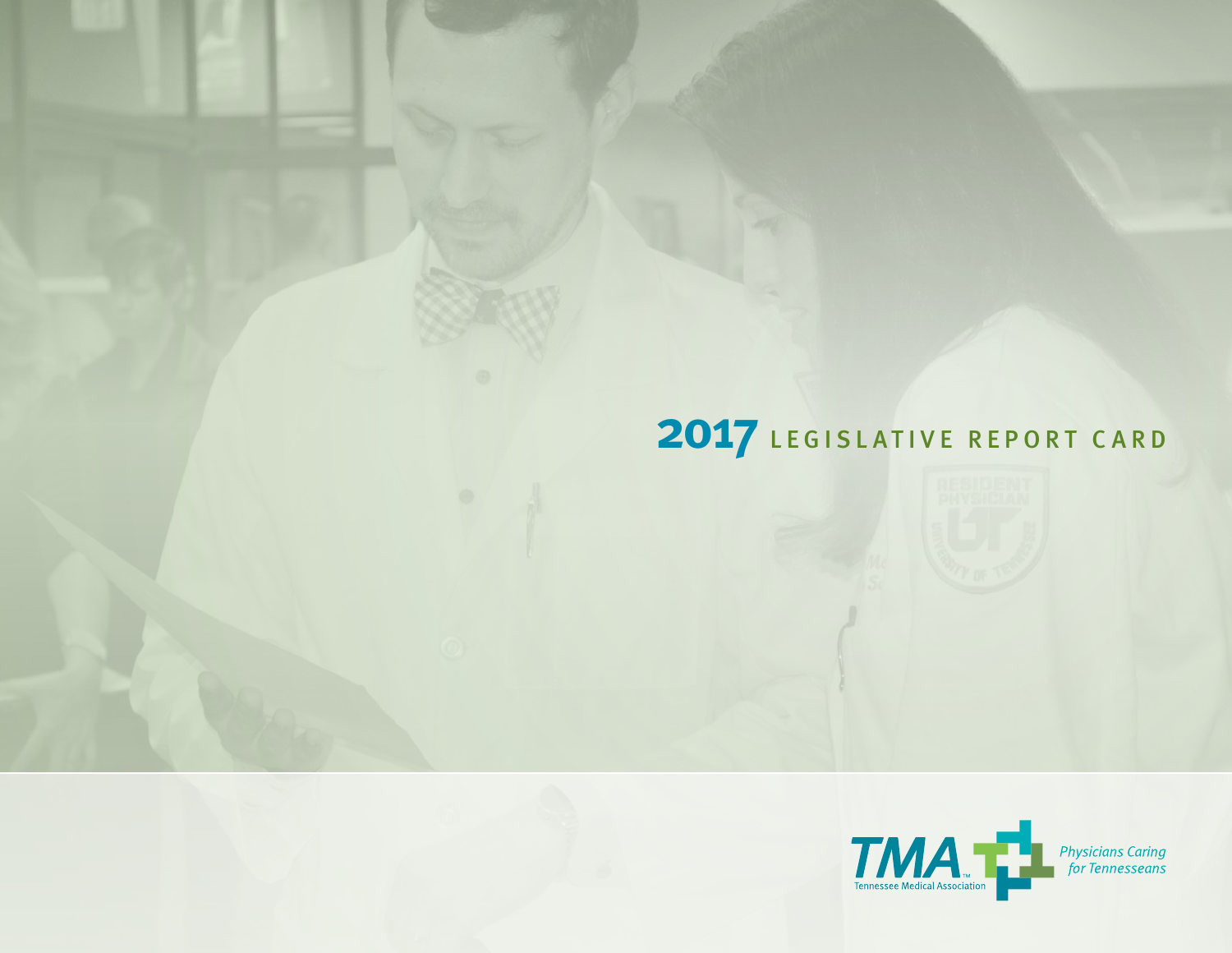# 2017 LEGISLATIVE REPORT CARD

TMA™ Tennessee Medical Association

*Physicians Caring for Tennesseans*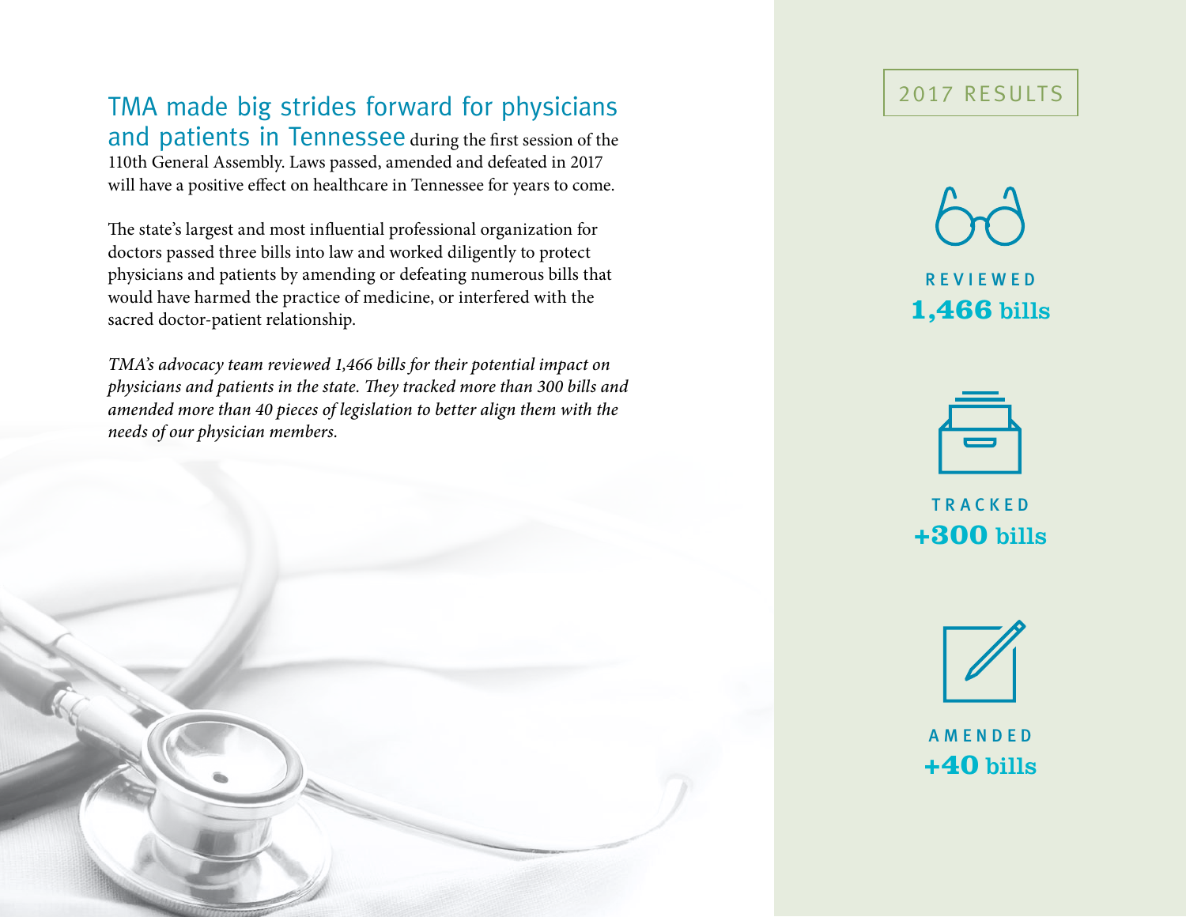**TMA made big strides forward for physicians and patients in Tennessee** during the first session of the 110th General Assembly. Laws passed, amended and defeated in 2017 will have a positive effect on healthcare in Tennessee for years to come.

The state's largest and most influential professional organization for doctors passed three bills into law and worked diligently to protect physicians and patients by amending or defeating numerous bills that would have harmed the practice of medicine, or interfered with the sacred doctor-patient relationship.

*TMA's advocacy team reviewed 1,466 bills for their potential impact on physicians and patients in the state. They tracked more than 300 bills and amended more than 40 pieces of legislation to better align them with the needs of our physician members.*

## 2017 RESULTS

REVIEWED
**1,466 bills**

TRACKED
**+300 bills**

AMENDED
**+40 bills**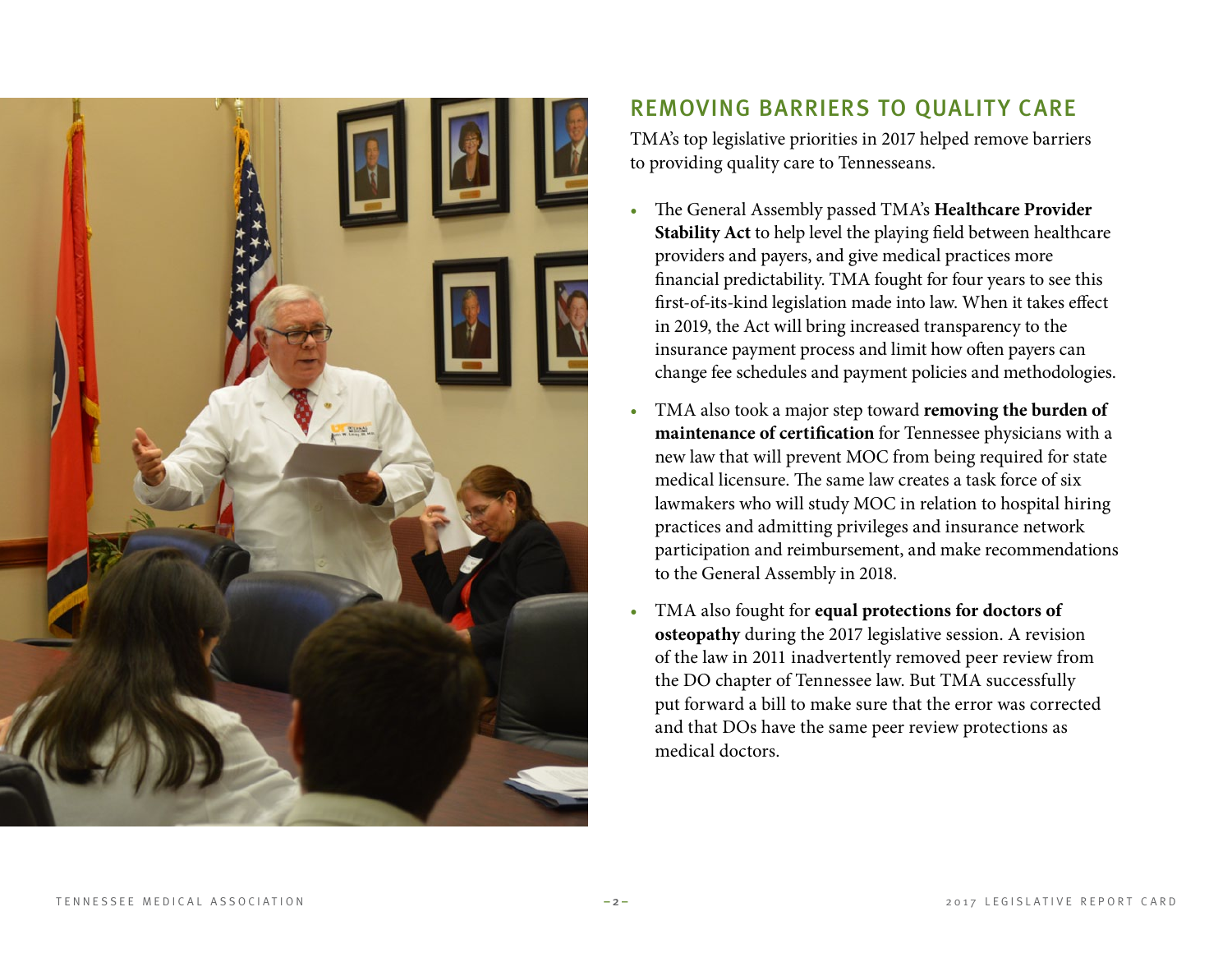## REMOVING BARRIERS TO QUALITY CARE

TMA's top legislative priorities in 2017 helped remove barriers to providing quality care to Tennesseans.

- The General Assembly passed TMA's **Healthcare Provider Stability Act** to help level the playing field between healthcare providers and payers, and give medical practices more financial predictability. TMA fought for four years to see this first-of-its-kind legislation made into law. When it takes effect in 2019, the Act will bring increased transparency to the insurance payment process and limit how often payers can change fee schedules and payment policies and methodologies.
- TMA also took a major step toward **removing the burden of maintenance of certification** for Tennessee physicians with a new law that will prevent MOC from being required for state medical licensure. The same law creates a task force of six lawmakers who will study MOC in relation to hospital hiring practices and admitting privileges and insurance network participation and reimbursement, and make recommendations to the General Assembly in 2018.
- TMA also fought for **equal protections for doctors of osteopathy** during the 2017 legislative session. A revision of the law in 2011 inadvertently removed peer review from the DO chapter of Tennessee law. But TMA successfully put forward a bill to make sure that the error was corrected and that DOs have the same peer review protections as medical doctors.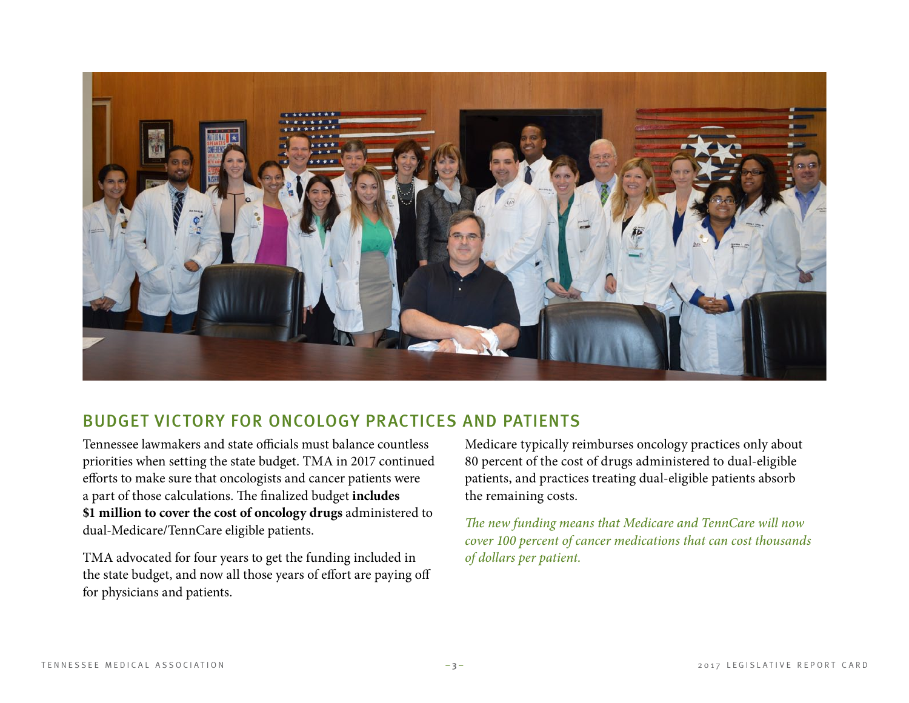## BUDGET VICTORY FOR ONCOLOGY PRACTICES AND PATIENTS

Tennessee lawmakers and state officials must balance countless priorities when setting the state budget. TMA in 2017 continued efforts to make sure that oncologists and cancer patients were a part of those calculations. The finalized budget **includes $1 million to cover the cost of oncology drugs** administered to dual-Medicare/TennCare eligible patients.

TMA advocated for four years to get the funding included in the state budget, and now all those years of effort are paying off for physicians and patients.

Medicare typically reimburses oncology practices only about 80 percent of the cost of drugs administered to dual-eligible patients, and practices treating dual-eligible patients absorb the remaining costs.

*The new funding means that Medicare and TennCare will now cover 100 percent of cancer medications that can cost thousands of dollars per patient.*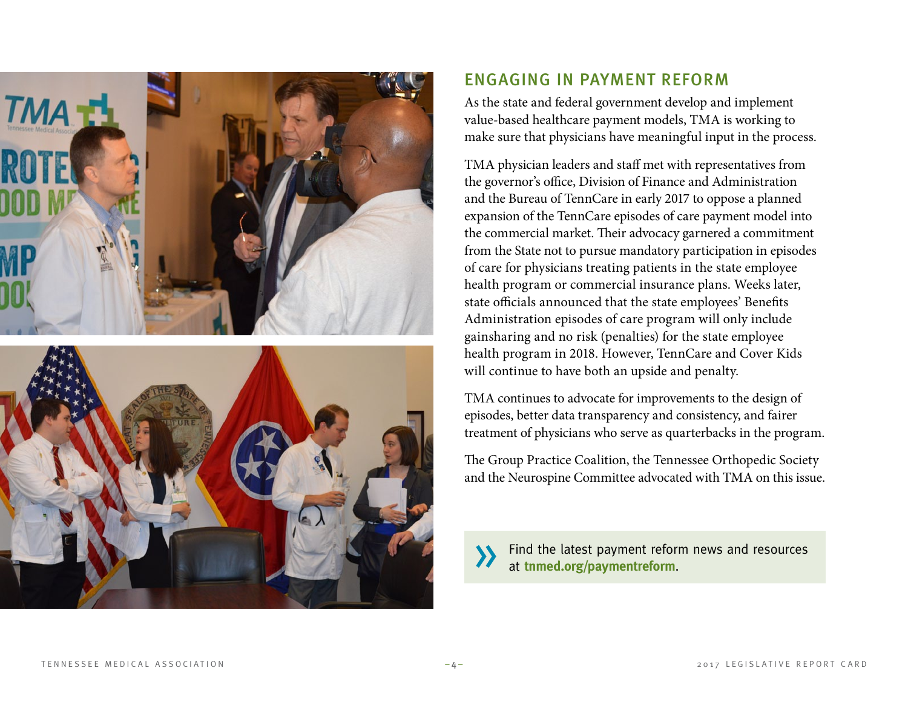## ENGAGING IN PAYMENT REFORM

As the state and federal government develop and implement value-based healthcare payment models, TMA is working to make sure that physicians have meaningful input in the process.

TMA physician leaders and staff met with representatives from the governor's office, Division of Finance and Administration and the Bureau of TennCare in early 2017 to oppose a planned expansion of the TennCare episodes of care payment model into the commercial market. Their advocacy garnered a commitment from the State not to pursue mandatory participation in episodes of care for physicians treating patients in the state employee health program or commercial insurance plans. Weeks later, state officials announced that the state employees' Benefits Administration episodes of care program will only include gainsharing and no risk (penalties) for the state employee health program in 2018. However, TennCare and Cover Kids will continue to have both an upside and penalty.

TMA continues to advocate for improvements to the design of episodes, better data transparency and consistency, and fairer treatment of physicians who serve as quarterbacks in the program.

The Group Practice Coalition, the Tennessee Orthopedic Society and the Neurospine Committee advocated with TMA on this issue.

» Find the latest payment reform news and resources at **tnmed.org/paymentreform**.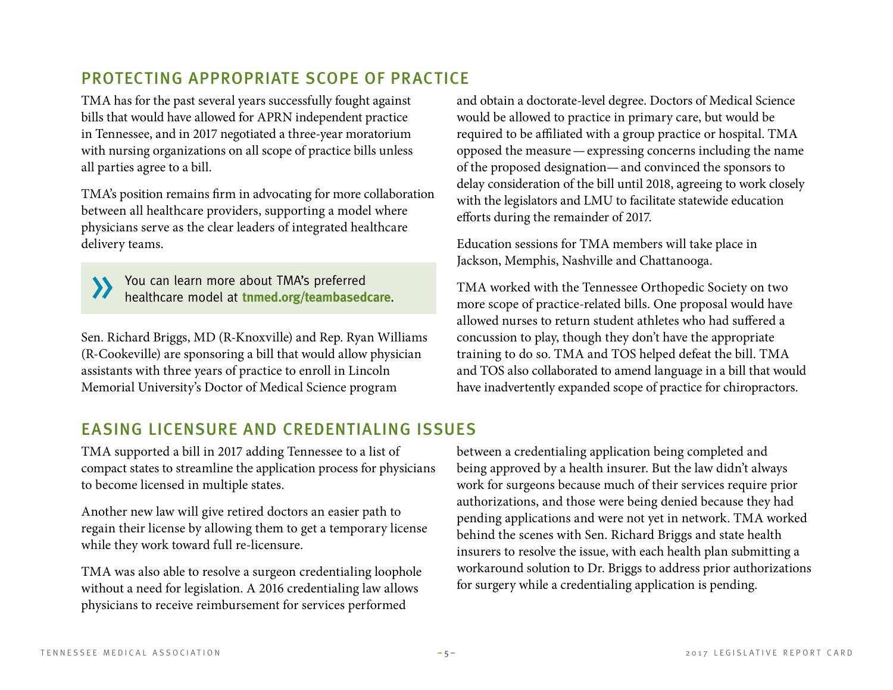## PROTECTING APPROPRIATE SCOPE OF PRACTICE

TMA has for the past several years successfully fought against bills that would have allowed for APRN independent practice in Tennessee, and in 2017 negotiated a three-year moratorium with nursing organizations on all scope of practice bills unless all parties agree to a bill.

TMA's position remains firm in advocating for more collaboration between all healthcare providers, supporting a model where physicians serve as the clear leaders of integrated healthcare delivery teams.

> » You can learn more about TMA's preferred healthcare model at **tnmed.org/teambasedcare**.

Sen. Richard Briggs, MD (R-Knoxville) and Rep. Ryan Williams (R-Cookeville) are sponsoring a bill that would allow physician assistants with three years of practice to enroll in Lincoln Memorial University's Doctor of Medical Science program and obtain a doctorate-level degree. Doctors of Medical Science would be allowed to practice in primary care, but would be required to be affiliated with a group practice or hospital. TMA opposed the measure — expressing concerns including the name of the proposed designation— and convinced the sponsors to delay consideration of the bill until 2018, agreeing to work closely with the legislators and LMU to facilitate statewide education efforts during the remainder of 2017.

Education sessions for TMA members will take place in Jackson, Memphis, Nashville and Chattanooga.

TMA worked with the Tennessee Orthopedic Society on two more scope of practice-related bills. One proposal would have allowed nurses to return student athletes who had suffered a concussion to play, though they don't have the appropriate training to do so. TMA and TOS helped defeat the bill. TMA and TOS also collaborated to amend language in a bill that would have inadvertently expanded scope of practice for chiropractors.

## EASING LICENSURE AND CREDENTIALING ISSUES

TMA supported a bill in 2017 adding Tennessee to a list of compact states to streamline the application process for physicians to become licensed in multiple states.

Another new law will give retired doctors an easier path to regain their license by allowing them to get a temporary license while they work toward full re-licensure.

TMA was also able to resolve a surgeon credentialing loophole without a need for legislation. A 2016 credentialing law allows physicians to receive reimbursement for services performed between a credentialing application being completed and being approved by a health insurer. But the law didn't always work for surgeons because much of their services require prior authorizations, and those were being denied because they had pending applications and were not yet in network. TMA worked behind the scenes with Sen. Richard Briggs and state health insurers to resolve the issue, with each health plan submitting a workaround solution to Dr. Briggs to address prior authorizations for surgery while a credentialing application is pending.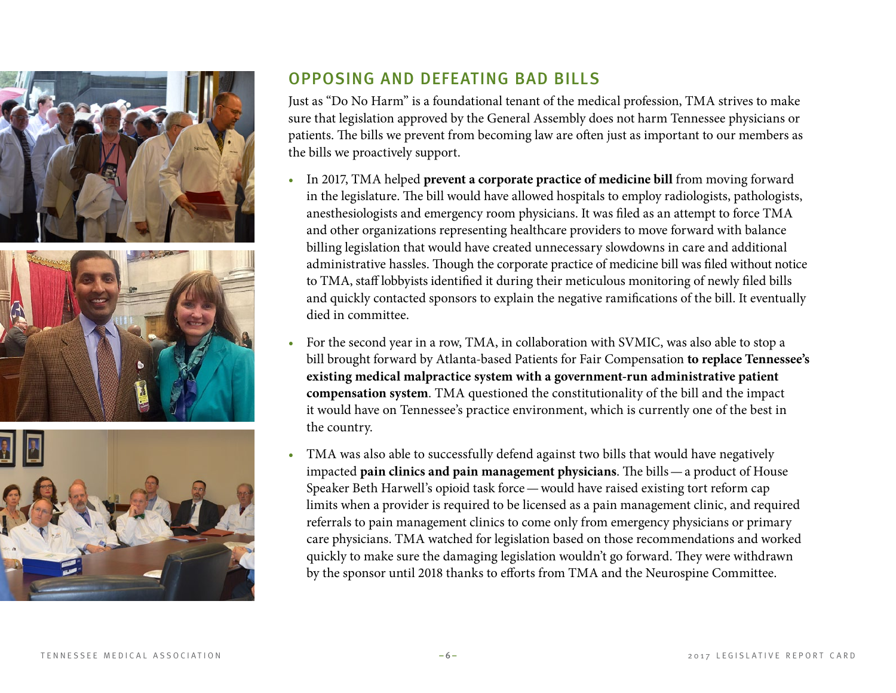## OPPOSING AND DEFEATING BAD BILLS

Just as "Do No Harm" is a foundational tenant of the medical profession, TMA strives to make sure that legislation approved by the General Assembly does not harm Tennessee physicians or patients. The bills we prevent from becoming law are often just as important to our members as the bills we proactively support.

- In 2017, TMA helped **prevent a corporate practice of medicine bill** from moving forward in the legislature. The bill would have allowed hospitals to employ radiologists, pathologists, anesthesiologists and emergency room physicians. It was filed as an attempt to force TMA and other organizations representing healthcare providers to move forward with balance billing legislation that would have created unnecessary slowdowns in care and additional administrative hassles. Though the corporate practice of medicine bill was filed without notice to TMA, staff lobbyists identified it during their meticulous monitoring of newly filed bills and quickly contacted sponsors to explain the negative ramifications of the bill. It eventually died in committee.
- For the second year in a row, TMA, in collaboration with SVMIC, was also able to stop a bill brought forward by Atlanta-based Patients for Fair Compensation **to replace Tennessee's existing medical malpractice system with a government-run administrative patient compensation system**. TMA questioned the constitutionality of the bill and the impact it would have on Tennessee's practice environment, which is currently one of the best in the country.
- TMA was also able to successfully defend against two bills that would have negatively impacted **pain clinics and pain management physicians**. The bills — a product of House Speaker Beth Harwell's opioid task force — would have raised existing tort reform cap limits when a provider is required to be licensed as a pain management clinic, and required referrals to pain management clinics to come only from emergency physicians or primary care physicians. TMA watched for legislation based on those recommendations and worked quickly to make sure the damaging legislation wouldn't go forward. They were withdrawn by the sponsor until 2018 thanks to efforts from TMA and the Neurospine Committee.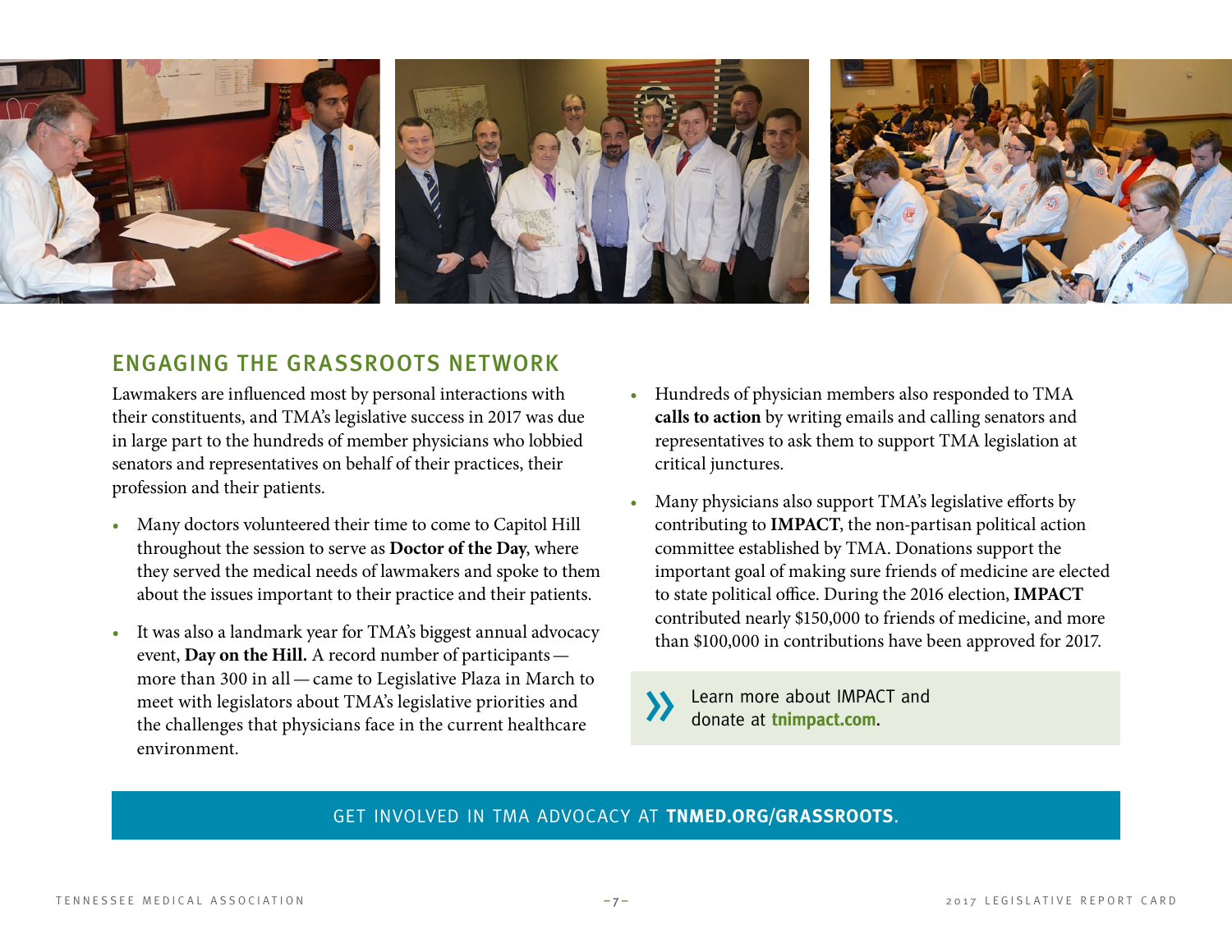## ENGAGING THE GRASSROOTS NETWORK

Lawmakers are influenced most by personal interactions with their constituents, and TMA's legislative success in 2017 was due in large part to the hundreds of member physicians who lobbied senators and representatives on behalf of their practices, their profession and their patients.

- Many doctors volunteered their time to come to Capitol Hill throughout the session to serve as **Doctor of the Day**, where they served the medical needs of lawmakers and spoke to them about the issues important to their practice and their patients.
- It was also a landmark year for TMA's biggest annual advocacy event, **Day on the Hill.** A record number of participants — more than 300 in all — came to Legislative Plaza in March to meet with legislators about TMA's legislative priorities and the challenges that physicians face in the current healthcare environment.
- Hundreds of physician members also responded to TMA **calls to action** by writing emails and calling senators and representatives to ask them to support TMA legislation at critical junctures.
- Many physicians also support TMA's legislative efforts by contributing to **IMPACT**, the non-partisan political action committee established by TMA. Donations support the important goal of making sure friends of medicine are elected to state political office. During the 2016 election, **IMPACT** contributed nearly $150,000 to friends of medicine, and more than $100,000 in contributions have been approved for 2017.

» Learn more about IMPACT and donate at **tnimpact.com**.

GET INVOLVED IN TMA ADVOCACY AT **TNMED.ORG/GRASSROOTS**.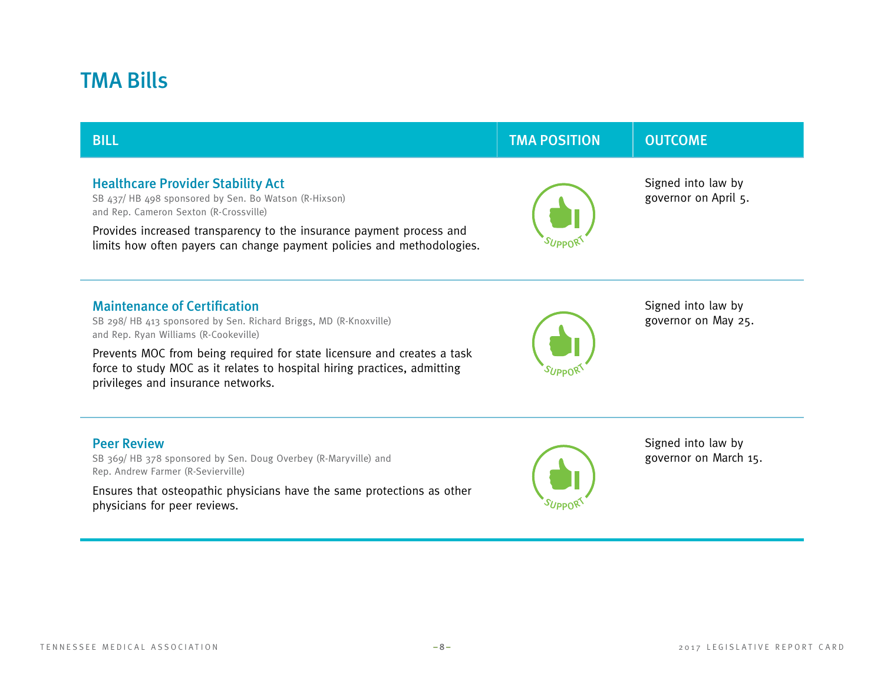# TMA Bills

| BILL | TMA POSITION | OUTCOME |
|---|---|---|
| **Healthcare Provider Stability Act**<br>SB 437/ HB 498 sponsored by Sen. Bo Watson (R-Hixson) and Rep. Cameron Sexton (R-Crossville)<br>Provides increased transparency to the insurance payment process and limits how often payers can change payment policies and methodologies. | SUPPORT | Signed into law by governor on April 5. |
| **Maintenance of Certification**<br>SB 298/ HB 413 sponsored by Sen. Richard Briggs, MD (R-Knoxville) and Rep. Ryan Williams (R-Cookeville)<br>Prevents MOC from being required for state licensure and creates a task force to study MOC as it relates to hospital hiring practices, admitting privileges and insurance networks. | SUPPORT | Signed into law by governor on May 25. |
| **Peer Review**<br>SB 369/ HB 378 sponsored by Sen. Doug Overbey (R-Maryville) and Rep. Andrew Farmer (R-Sevierville)<br>Ensures that osteopathic physicians have the same protections as other physicians for peer reviews. | SUPPORT | Signed into law by governor on March 15. |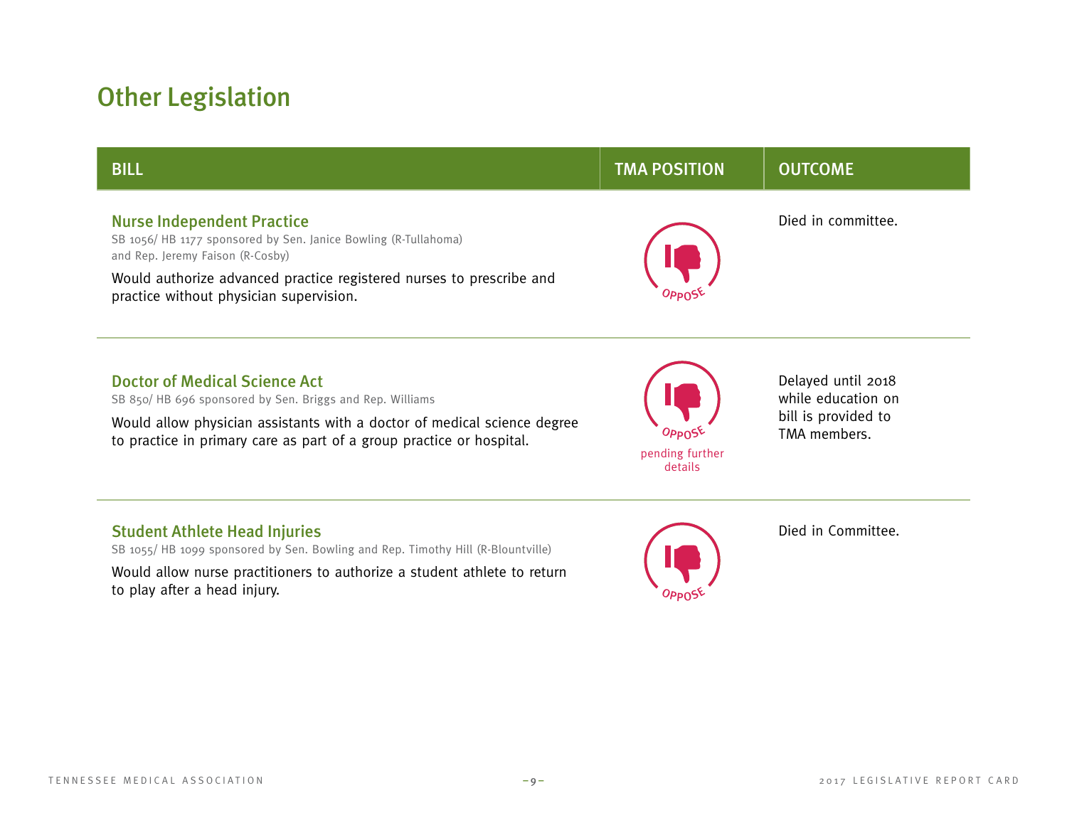# Other Legislation

| BILL | TMA POSITION | OUTCOME |
|---|---|---|
| **Nurse Independent Practice**<br>SB 1056/ HB 1177 sponsored by Sen. Janice Bowling (R-Tullahoma) and Rep. Jeremy Faison (R-Cosby)<br>Would authorize advanced practice registered nurses to prescribe and practice without physician supervision. | OPPOSE | Died in committee. |
| **Doctor of Medical Science Act**<br>SB 850/ HB 696 sponsored by Sen. Briggs and Rep. Williams<br>Would allow physician assistants with a doctor of medical science degree to practice in primary care as part of a group practice or hospital. | OPPOSE<br>pending further details | Delayed until 2018 while education on bill is provided to TMA members. |
| **Student Athlete Head Injuries**<br>SB 1055/ HB 1099 sponsored by Sen. Bowling and Rep. Timothy Hill (R-Blountville)<br>Would allow nurse practitioners to authorize a student athlete to return to play after a head injury. | OPPOSE | Died in Committee. |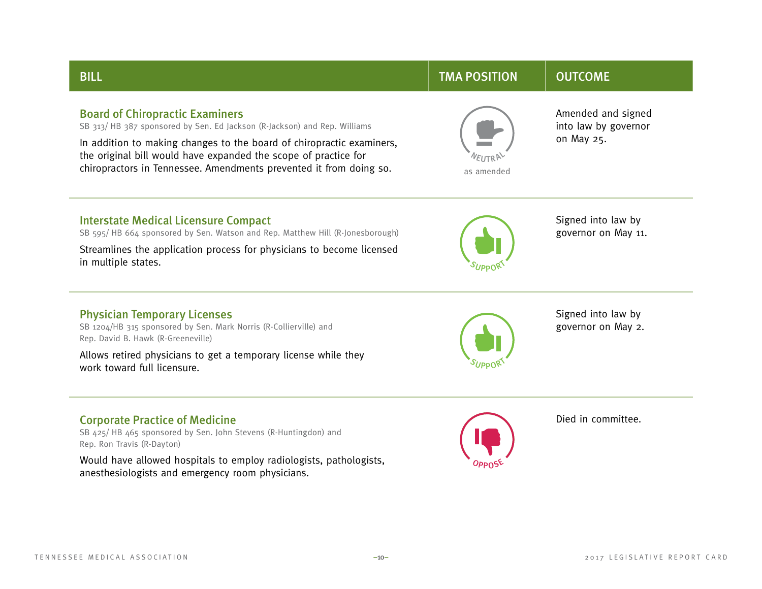| BILL | TMA POSITION | OUTCOME |
|---|---|---|
| **Board of Chiropractic Examiners**<br>SB 313/ HB 387 sponsored by Sen. Ed Jackson (R-Jackson) and Rep. Williams<br>In addition to making changes to the board of chiropractic examiners, the original bill would have expanded the scope of practice for chiropractors in Tennessee. Amendments prevented it from doing so. | NEUTRAL as amended | Amended and signed into law by governor on May 25. |
| **Interstate Medical Licensure Compact**<br>SB 595/ HB 664 sponsored by Sen. Watson and Rep. Matthew Hill (R-Jonesborough)<br>Streamlines the application process for physicians to become licensed in multiple states. | SUPPORT | Signed into law by governor on May 11. |
| **Physician Temporary Licenses**<br>SB 1204/HB 315 sponsored by Sen. Mark Norris (R-Collierville) and Rep. David B. Hawk (R-Greeneville)<br>Allows retired physicians to get a temporary license while they work toward full licensure. | SUPPORT | Signed into law by governor on May 2. |
| **Corporate Practice of Medicine**<br>SB 425/ HB 465 sponsored by Sen. John Stevens (R-Huntingdon) and Rep. Ron Travis (R-Dayton)<br>Would have allowed hospitals to employ radiologists, pathologists, anesthesiologists and emergency room physicians. | OPPOSE | Died in committee. |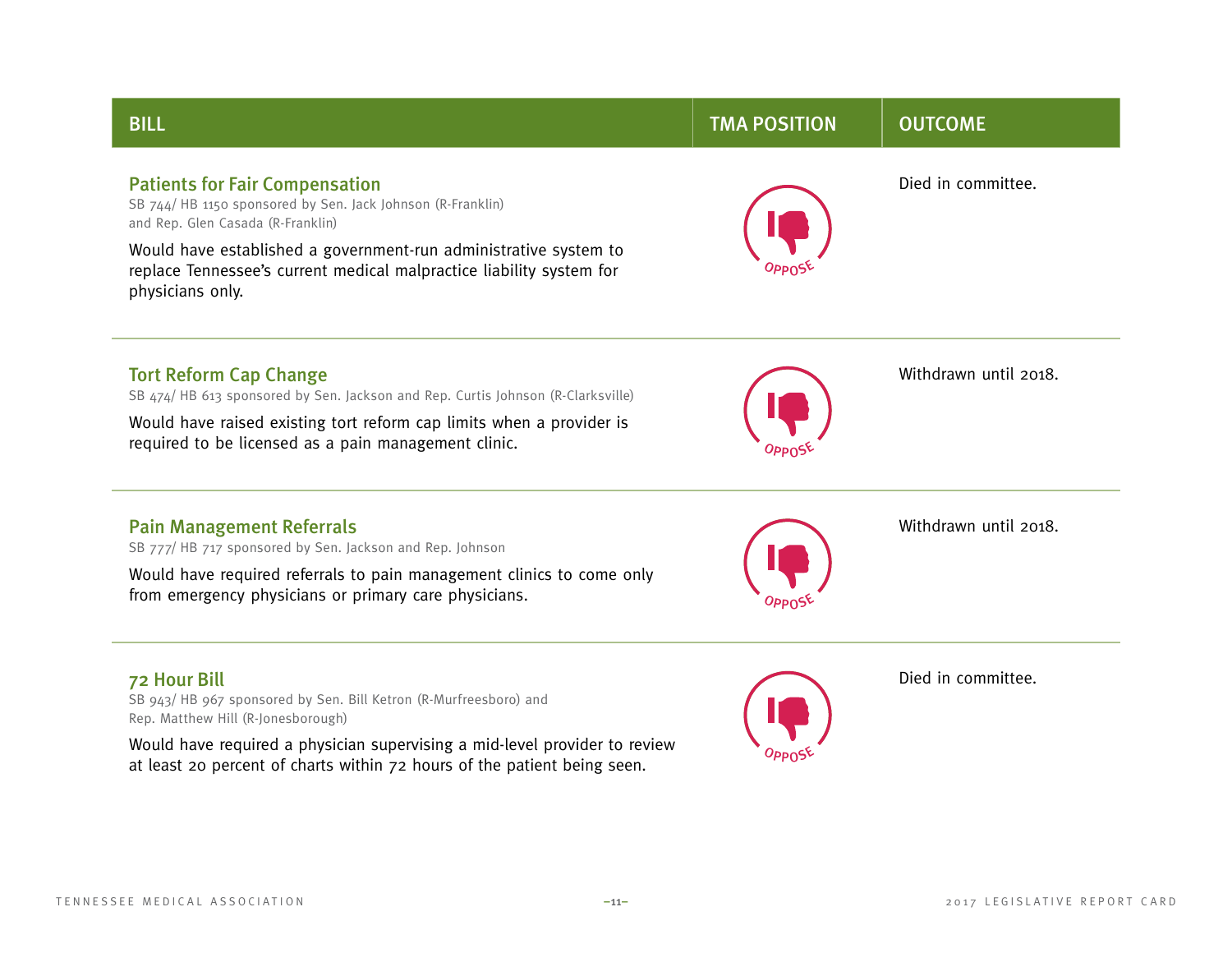| BILL | TMA POSITION | OUTCOME |
| --- | --- | --- |
| **Patients for Fair Compensation**<br>SB 744/ HB 1150 sponsored by Sen. Jack Johnson (R-Franklin) and Rep. Glen Casada (R-Franklin)<br>Would have established a government-run administrative system to replace Tennessee's current medical malpractice liability system for physicians only. | OPPOSE | Died in committee. |
| **Tort Reform Cap Change**<br>SB 474/ HB 613 sponsored by Sen. Jackson and Rep. Curtis Johnson (R-Clarksville)<br>Would have raised existing tort reform cap limits when a provider is required to be licensed as a pain management clinic. | OPPOSE | Withdrawn until 2018. |
| **Pain Management Referrals**<br>SB 777/ HB 717 sponsored by Sen. Jackson and Rep. Johnson<br>Would have required referrals to pain management clinics to come only from emergency physicians or primary care physicians. | OPPOSE | Withdrawn until 2018. |
| **72 Hour Bill**<br>SB 943/ HB 967 sponsored by Sen. Bill Ketron (R-Murfreesboro) and Rep. Matthew Hill (R-Jonesborough)<br>Would have required a physician supervising a mid-level provider to review at least 20 percent of charts within 72 hours of the patient being seen. | OPPOSE | Died in committee. |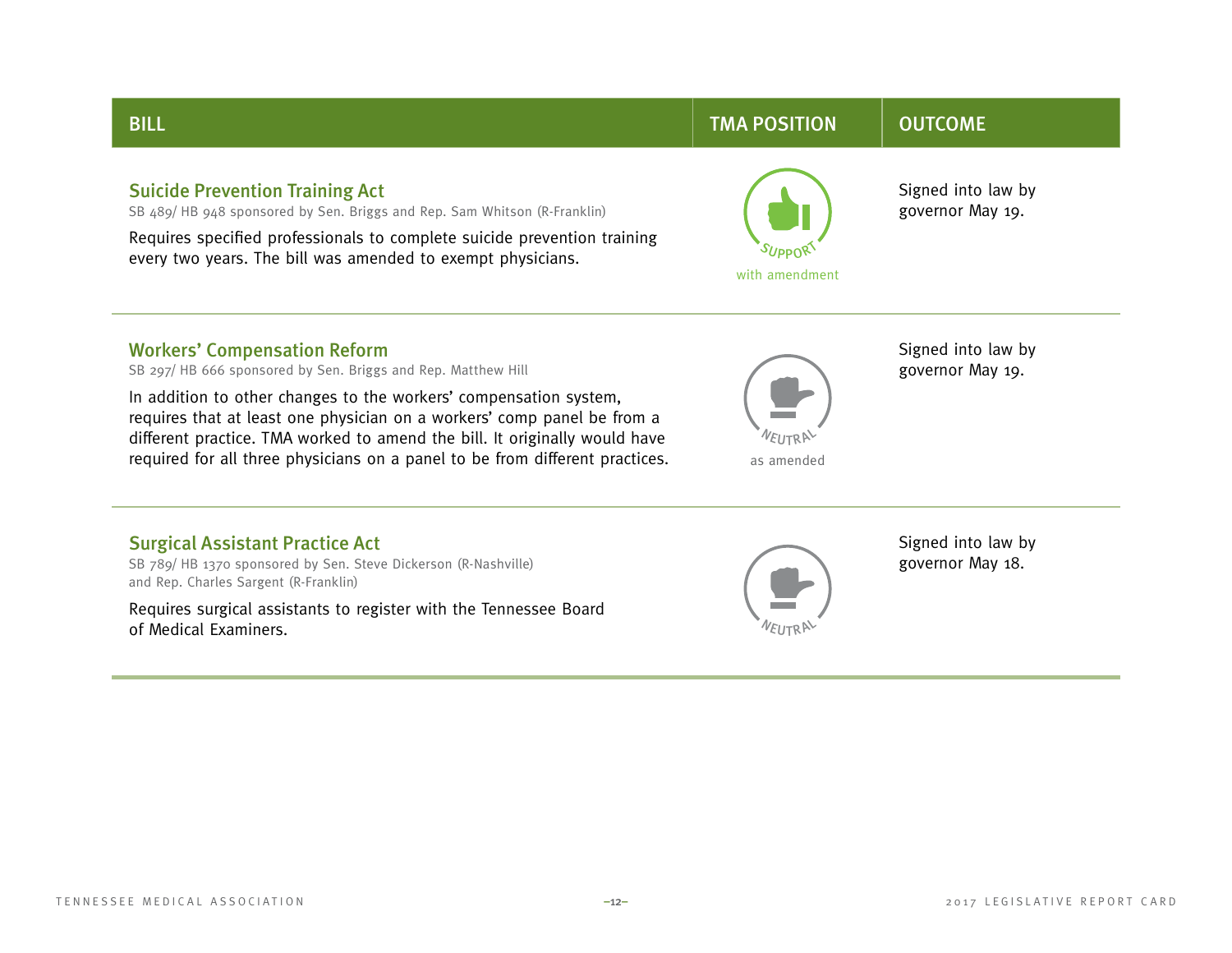| BILL | TMA POSITION | OUTCOME |
| --- | --- | --- |
| **Suicide Prevention Training Act**<br>SB 489/ HB 948 sponsored by Sen. Briggs and Rep. Sam Whitson (R-Franklin)<br>Requires specified professionals to complete suicide prevention training every two years. The bill was amended to exempt physicians. | SUPPORT with amendment | Signed into law by governor May 19. |
| **Workers' Compensation Reform**<br>SB 297/ HB 666 sponsored by Sen. Briggs and Rep. Matthew Hill<br>In addition to other changes to the workers' compensation system, requires that at least one physician on a workers' comp panel be from a different practice. TMA worked to amend the bill. It originally would have required for all three physicians on a panel to be from different practices. | NEUTRAL as amended | Signed into law by governor May 19. |
| **Surgical Assistant Practice Act**<br>SB 789/ HB 1370 sponsored by Sen. Steve Dickerson (R-Nashville) and Rep. Charles Sargent (R-Franklin)<br>Requires surgical assistants to register with the Tennessee Board of Medical Examiners. | NEUTRAL | Signed into law by governor May 18. |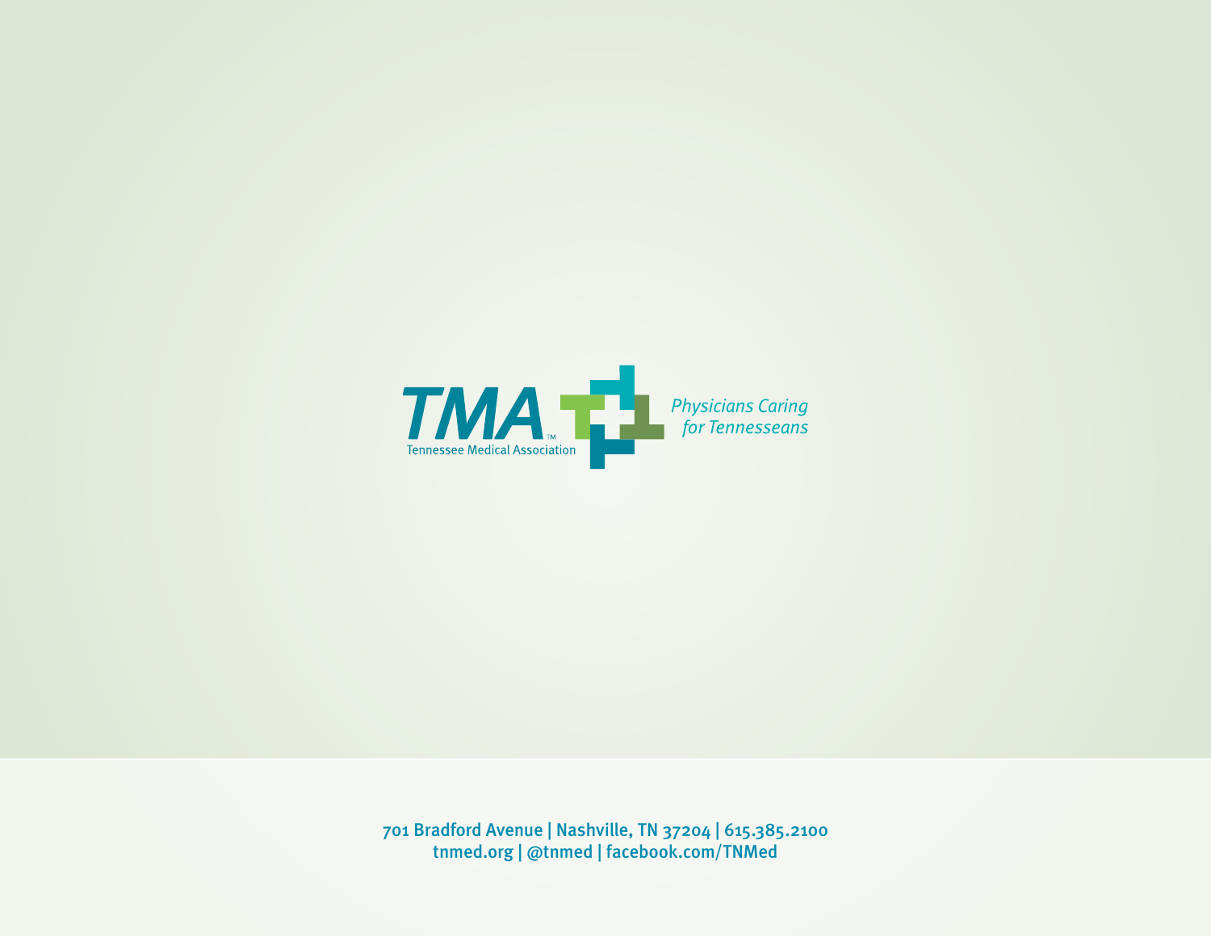TMA™

Tennessee Medical Association

*Physicians Caring for Tennesseans*

701 Bradford Avenue | Nashville, TN 37204 | 615.385.2100
tnmed.org | @tnmed | facebook.com/TNMed